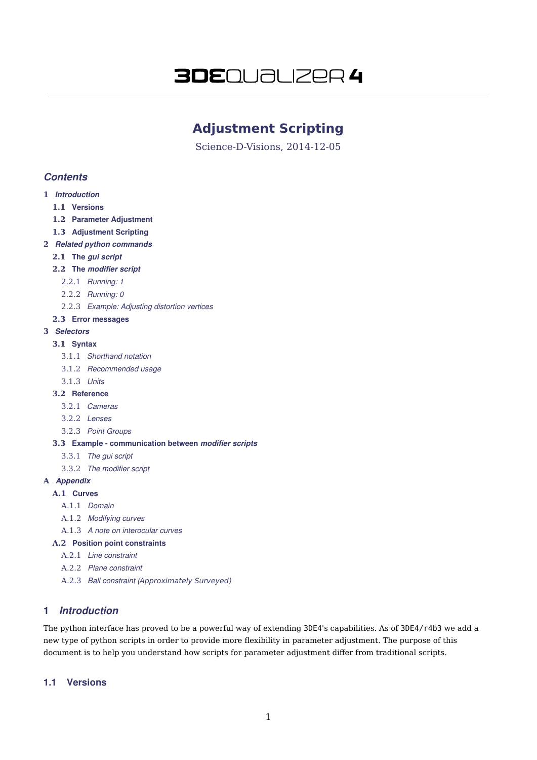# 3DEqualizer4

## Adjustment Scripting

Science-D-Visions, 2014-12-05

### *Contents*

1 *Introduction*
- 1.1 Versions
- 1.2 Parameter Adjustment
- 1.3 Adjustment Scripting

2 *Related python commands*
- 2.1 The *gui script*
- 2.2 The *modifier script*
  - 2.2.1 *Running: 1*
  - 2.2.2 *Running: 0*
  - 2.2.3 *Example: Adjusting distortion vertices*
- 2.3 Error messages

3 *Selectors*
- 3.1 Syntax
  - 3.1.1 *Shorthand notation*
  - 3.1.2 *Recommended usage*
  - 3.1.3 *Units*
- 3.2 Reference
  - 3.2.1 *Cameras*
  - 3.2.2 *Lenses*
  - 3.2.3 *Point Groups*
- 3.3 Example - communication between *modifier scripts*
  - 3.3.1 *The gui script*
  - 3.3.2 *The modifier script*

A *Appendix*
- A.1 Curves
  - A.1.1 *Domain*
  - A.1.2 *Modifying curves*
  - A.1.3 *A note on interocular curves*
- A.2 Position point constraints
  - A.2.1 *Line constraint*
  - A.2.2 *Plane constraint*
  - A.2.3 *Ball constraint (Approximately Surveyed)*

## 1 *Introduction*

The python interface has proved to be a powerful way of extending 3DE4's capabilities. As of 3DE4/r4b3 we add a new type of python scripts in order to provide more flexibility in parameter adjustment. The purpose of this document is to help you understand how scripts for parameter adjustment differ from traditional scripts.

### 1.1 Versions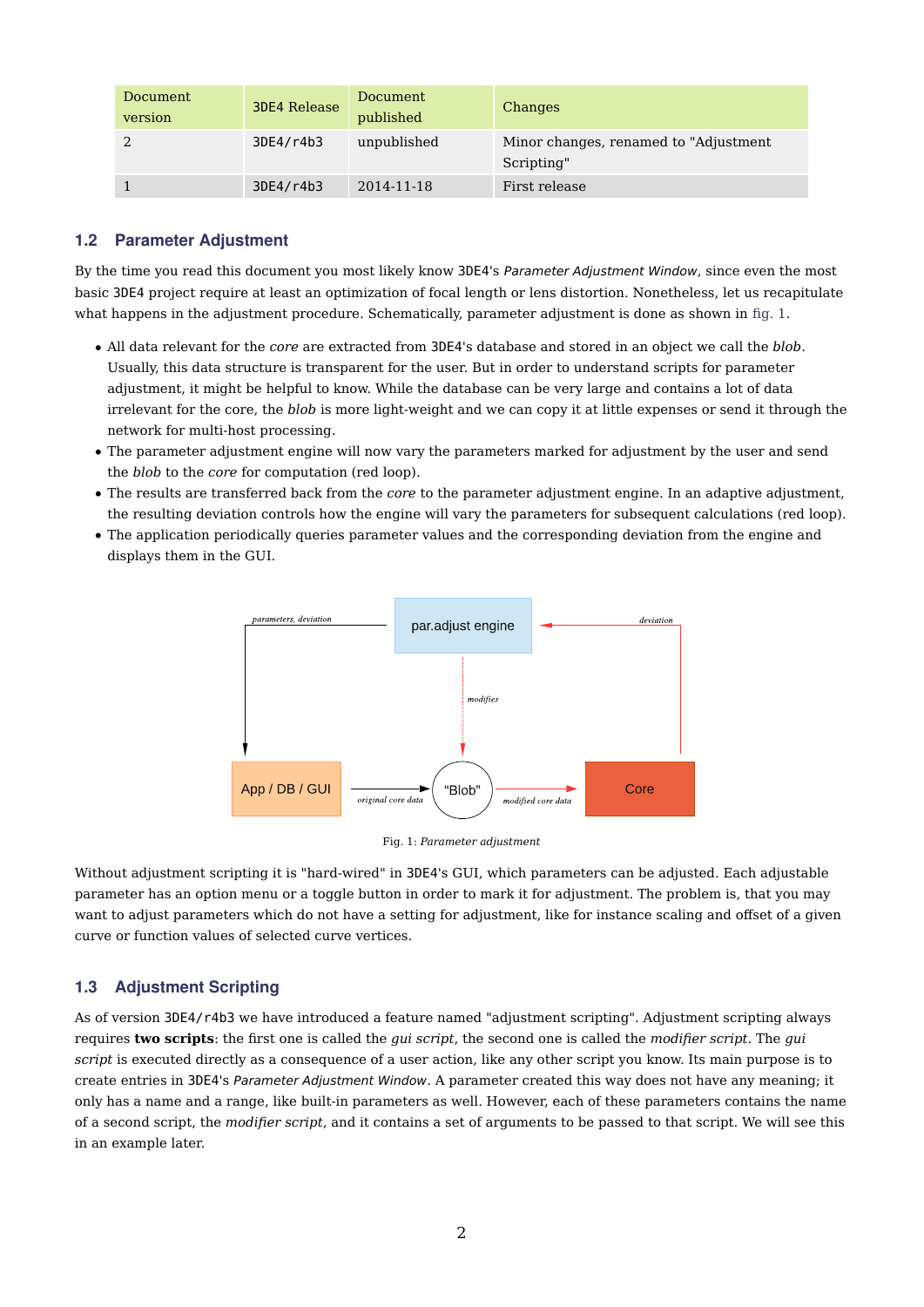| Document version | 3DE4 Release | Document published | Changes |
| --- | --- | --- | --- |
| 2 | 3DE4/r4b3 | unpublished | Minor changes, renamed to "Adjustment Scripting" |
| 1 | 3DE4/r4b3 | 2014-11-18 | First release |

## 1.2 Parameter Adjustment

By the time you read this document you most likely know 3DE4's *Parameter Adjustment Window*, since even the most basic 3DE4 project require at least an optimization of focal length or lens distortion. Nonetheless, let us recapitulate what happens in the adjustment procedure. Schematically, parameter adjustment is done as shown in fig. 1.

- All data relevant for the *core* are extracted from 3DE4's database and stored in an object we call the *blob*. Usually, this data structure is transparent for the user. But in order to understand scripts for parameter adjustment, it might be helpful to know. While the database can be very large and contains a lot of data irrelevant for the core, the *blob* is more light-weight and we can copy it at little expenses or send it through the network for multi-host processing.
- The parameter adjustment engine will now vary the parameters marked for adjustment by the user and send the *blob* to the *core* for computation (red loop).
- The results are transferred back from the *core* to the parameter adjustment engine. In an adaptive adjustment, the resulting deviation controls how the engine will vary the parameters for subsequent calculations (red loop).
- The application periodically queries parameter values and the corresponding deviation from the engine and displays them in the GUI.

Fig. 1: *Parameter adjustment*

Without adjustment scripting it is "hard-wired" in 3DE4's GUI, which parameters can be adjusted. Each adjustable parameter has an option menu or a toggle button in order to mark it for adjustment. The problem is, that you may want to adjust parameters which do not have a setting for adjustment, like for instance scaling and offset of a given curve or function values of selected curve vertices.

## 1.3 Adjustment Scripting

As of version 3DE4/r4b3 we have introduced a feature named "adjustment scripting". Adjustment scripting always requires **two scripts**: the first one is called the *gui script*, the second one is called the *modifier script*. The *gui script* is executed directly as a consequence of a user action, like any other script you know. Its main purpose is to create entries in 3DE4's *Parameter Adjustment Window*. A parameter created this way does not have any meaning; it only has a name and a range, like built-in parameters as well. However, each of these parameters contains the name of a second script, the *modifier script*, and it contains a set of arguments to be passed to that script. We will see this in an example later.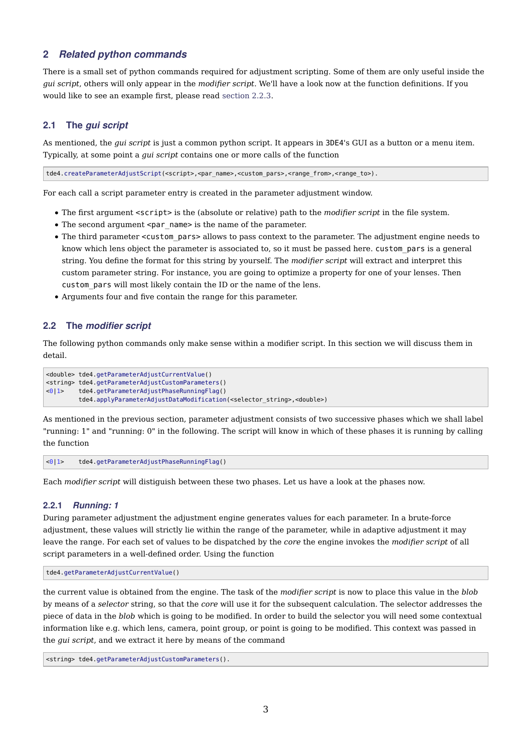## 2 *Related python commands*

There is a small set of python commands required for adjustment scripting. Some of them are only useful inside the *gui script*, others will only appear in the *modifier script*. We'll have a look now at the function definitions. If you would like to see an example first, please read section 2.2.3.

### 2.1 The *gui script*

As mentioned, the *gui script* is just a common python script. It appears in 3DE4's GUI as a button or a menu item. Typically, at some point a *gui script* contains one or more calls of the function

```
tde4.createParameterAdjustScript(<script>,<par_name>,<custom_pars>,<range_from>,<range_to>).
```

For each call a script parameter entry is created in the parameter adjustment window.

- The first argument `<script>` is the (absolute or relative) path to the *modifier script* in the file system.
- The second argument `<par_name>` is the name of the parameter.
- The third parameter `<custom_pars>` allows to pass context to the parameter. The adjustment engine needs to know which lens object the parameter is associated to, so it must be passed here. `custom_pars` is a general string. You define the format for this string by yourself. The *modifier script* will extract and interpret this custom parameter string. For instance, you are going to optimize a property for one of your lenses. Then `custom_pars` will most likely contain the ID or the name of the lens.
- Arguments four and five contain the range for this parameter.

### 2.2 The *modifier script*

The following python commands only make sense within a modifier script. In this section we will discuss them in detail.

```
<double> tde4.getParameterAdjustCurrentValue()
<string> tde4.getParameterAdjustCustomParameters()
<0|1>    tde4.getParameterAdjustPhaseRunningFlag()
         tde4.applyParameterAdjustDataModification(<selector_string>,<double>)
```

As mentioned in the previous section, parameter adjustment consists of two successive phases which we shall label "running: 1" and "running: 0" in the following. The script will know in which of these phases it is running by calling the function

```
<0|1>    tde4.getParameterAdjustPhaseRunningFlag()
```

Each *modifier script* will distiguish between these two phases. Let us have a look at the phases now.

#### 2.2.1 *Running: 1*

During parameter adjustment the adjustment engine generates values for each parameter. In a brute-force adjustment, these values will strictly lie within the range of the parameter, while in adaptive adjustment it may leave the range. For each set of values to be dispatched by the *core* the engine invokes the *modifier script* of all script parameters in a well-defined order. Using the function

```
tde4.getParameterAdjustCurrentValue()
```

the current value is obtained from the engine. The task of the *modifier script* is now to place this value in the *blob* by means of a *selector* string, so that the *core* will use it for the subsequent calculation. The selector addresses the piece of data in the *blob* which is going to be modified. In order to build the selector you will need some contextual information like e.g. which lens, camera, point group, or point is going to be modified. This context was passed in the *gui script*, and we extract it here by means of the command

```
<string> tde4.getParameterAdjustCustomParameters().
```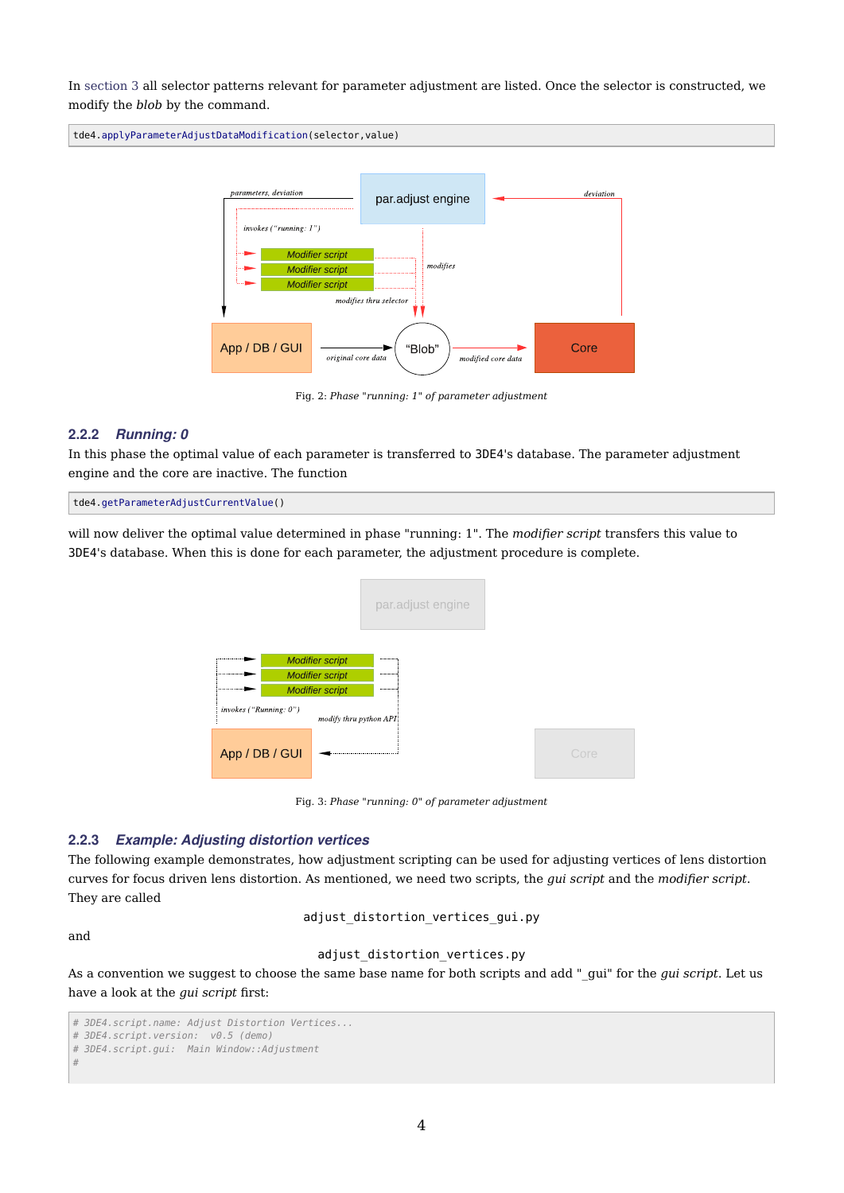In section 3 all selector patterns relevant for parameter adjustment are listed. Once the selector is constructed, we modify the *blob* by the command.

```
tde4.applyParameterAdjustDataModification(selector,value)
```

Fig. 2: *Phase "running: 1" of parameter adjustment*

### 2.2.2 *Running: 0*

In this phase the optimal value of each parameter is transferred to 3DE4's database. The parameter adjustment engine and the core are inactive. The function

```
tde4.getParameterAdjustCurrentValue()
```

will now deliver the optimal value determined in phase "running: 1". The *modifier script* transfers this value to 3DE4's database. When this is done for each parameter, the adjustment procedure is complete.

Fig. 3: *Phase "running: 0" of parameter adjustment*

### 2.2.3 *Example: Adjusting distortion vertices*

The following example demonstrates, how adjustment scripting can be used for adjusting vertices of lens distortion curves for focus driven lens distortion. As mentioned, we need two scripts, the *gui script* and the *modifier script*. They are called

`adjust_distortion_vertices_gui.py`

and

`adjust_distortion_vertices.py`

As a convention we suggest to choose the same base name for both scripts and add "_gui" for the *gui script*. Let us have a look at the *gui script* first:

```
# 3DE4.script.name: Adjust Distortion Vertices...
# 3DE4.script.version:  v0.5 (demo)
# 3DE4.script.gui:  Main Window::Adjustment
#
```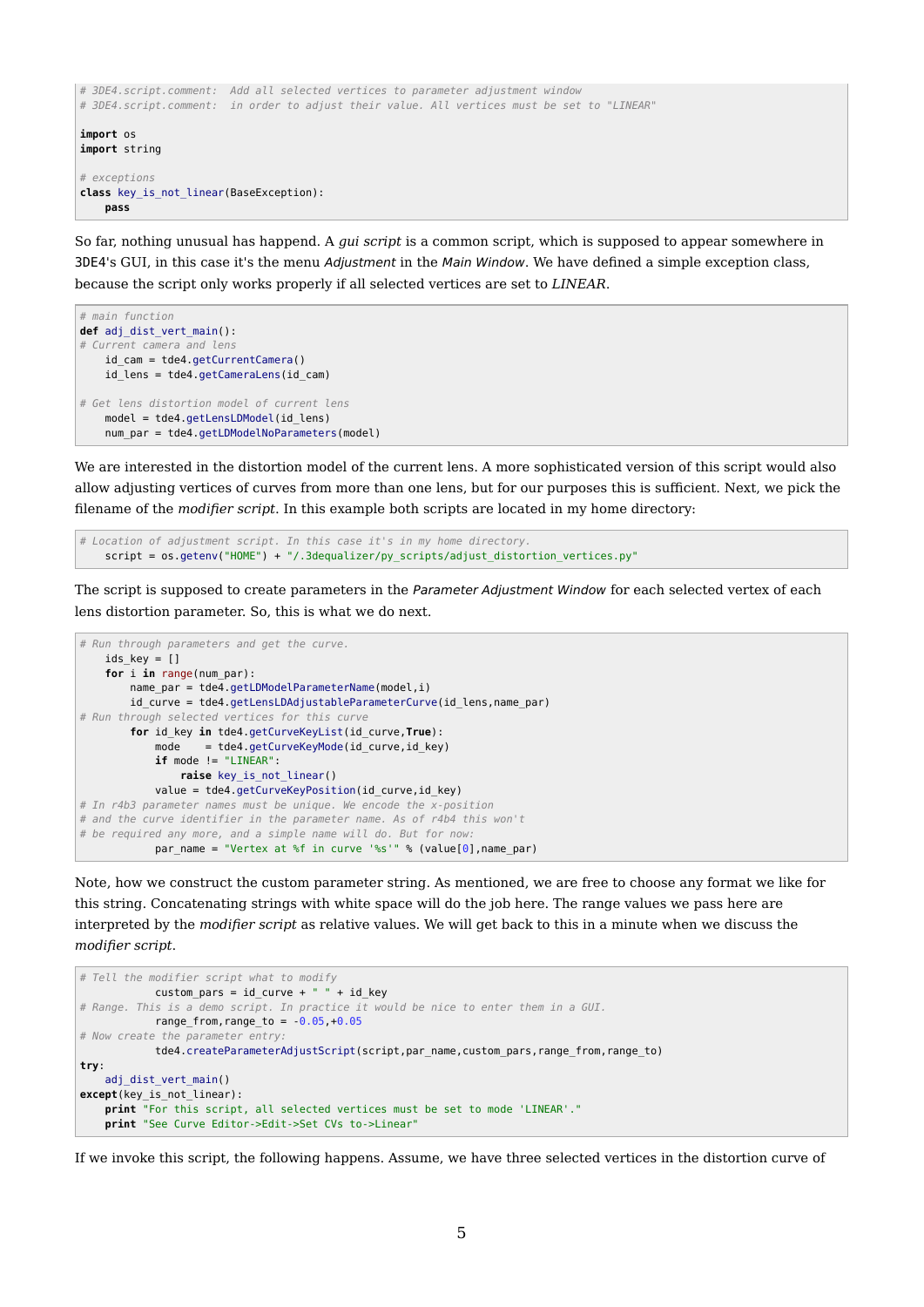```
# 3DE4.script.comment:  Add all selected vertices to parameter adjustment window
# 3DE4.script.comment:  in order to adjust their value. All vertices must be set to "LINEAR"

import os
import string

# exceptions
class key_is_not_linear(BaseException):
    pass
```

So far, nothing unusual has happend. A *gui script* is a common script, which is supposed to appear somewhere in 3DE4's GUI, in this case it's the menu *Adjustment* in the *Main Window*. We have defined a simple exception class, because the script only works properly if all selected vertices are set to *LINEAR*.

```
# main function
def adj_dist_vert_main():
# Current camera and lens
    id_cam = tde4.getCurrentCamera()
    id_lens = tde4.getCameraLens(id_cam)

# Get lens distortion model of current lens
    model = tde4.getLensLDModel(id_lens)
    num_par = tde4.getLDModelNoParameters(model)
```

We are interested in the distortion model of the current lens. A more sophisticated version of this script would also allow adjusting vertices of curves from more than one lens, but for our purposes this is sufficient. Next, we pick the filename of the *modifier script*. In this example both scripts are located in my home directory:

```
# Location of adjustment script. In this case it's in my home directory.
    script = os.getenv("HOME") + "/.3dequalizer/py_scripts/adjust_distortion_vertices.py"
```

The script is supposed to create parameters in the *Parameter Adjustment Window* for each selected vertex of each lens distortion parameter. So, this is what we do next.

```
# Run through parameters and get the curve.
    ids_key = []
    for i in range(num_par):
        name_par = tde4.getLDModelParameterName(model,i)
        id_curve = tde4.getLensLDAdjustableParameterCurve(id_lens,name_par)
# Run through selected vertices for this curve
        for id_key in tde4.getCurveKeyList(id_curve,True):
            mode    = tde4.getCurveKeyMode(id_curve,id_key)
            if mode != "LINEAR":
                raise key_is_not_linear()
            value = tde4.getCurveKeyPosition(id_curve,id_key)
# In r4b3 parameter names must be unique. We encode the x-position
# and the curve identifier in the parameter name. As of r4b4 this won't
# be required any more, and a simple name will do. But for now:
            par_name = "Vertex at %f in curve '%s'" % (value[0],name_par)
```

Note, how we construct the custom parameter string. As mentioned, we are free to choose any format we like for this string. Concatenating strings with white space will do the job here. The range values we pass here are interpreted by the *modifier script* as relative values. We will get back to this in a minute when we discuss the *modifier script*.

```
# Tell the modifier script what to modify
            custom_pars = id_curve + " " + id_key
# Range. This is a demo script. In practice it would be nice to enter them in a GUI.
            range_from,range_to = -0.05,+0.05
# Now create the parameter entry:
            tde4.createParameterAdjustScript(script,par_name,custom_pars,range_from,range_to)
try:
    adj_dist_vert_main()
except(key_is_not_linear):
    print "For this script, all selected vertices must be set to mode 'LINEAR'."
    print "See Curve Editor->Edit->Set CVs to->Linear"
```

If we invoke this script, the following happens. Assume, we have three selected vertices in the distortion curve of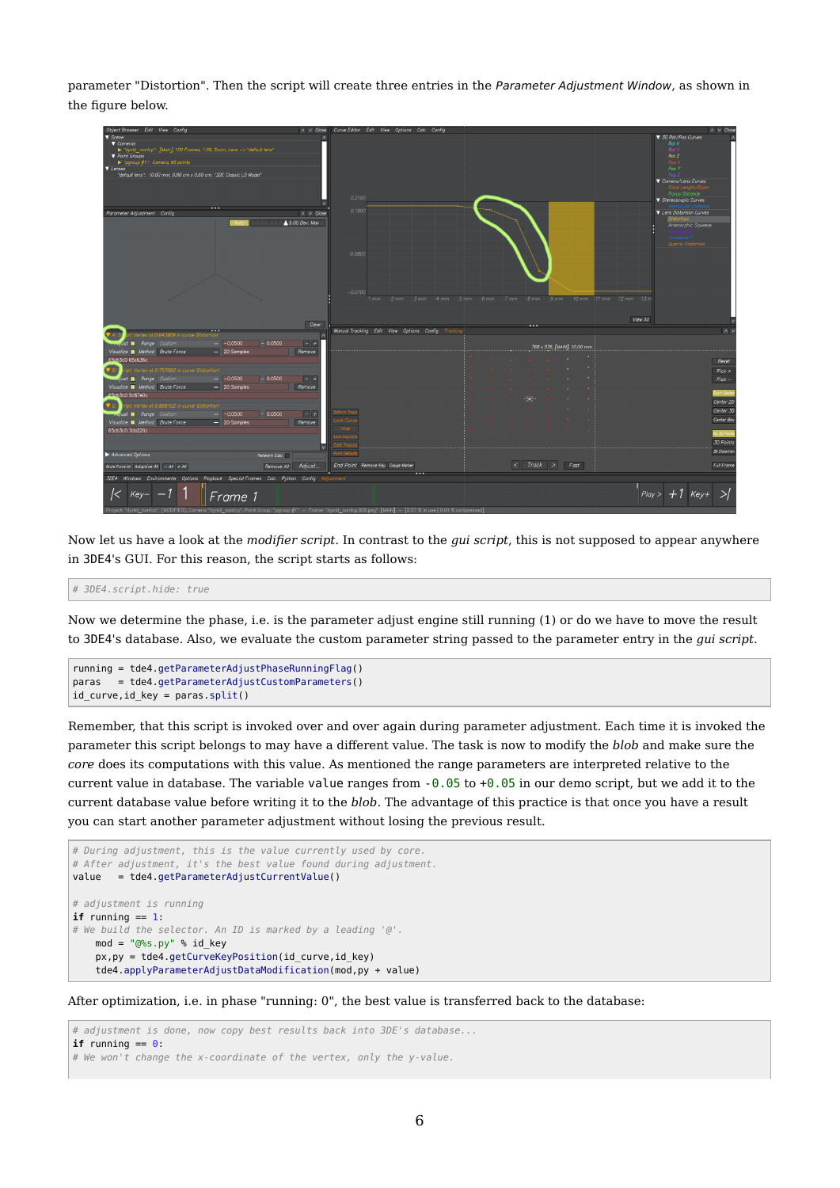parameter "Distortion". Then the script will create three entries in the *Parameter Adjustment Window*, as shown in the figure below.

Now let us have a look at the *modifier script*. In contrast to the *gui script*, this is not supposed to appear anywhere in 3DE4's GUI. For this reason, the script starts as follows:

```
# 3DE4.script.hide: true
```

Now we determine the phase, i.e. is the parameter adjust engine still running (1) or do we have to move the result to 3DE4's database. Also, we evaluate the custom parameter string passed to the parameter entry in the *gui script*.

```
running = tde4.getParameterAdjustPhaseRunningFlag()
paras   = tde4.getParameterAdjustCustomParameters()
id_curve,id_key = paras.split()
```

Remember, that this script is invoked over and over again during parameter adjustment. Each time it is invoked the parameter this script belongs to may have a different value. The task is now to modify the *blob* and make sure the *core* does its computations with this value. As mentioned the range parameters are interpreted relative to the current value in database. The variable `value` ranges from `-0.05` to `+0.05` in our demo script, but we add it to the current database value before writing it to the *blob*. The advantage of this practice is that once you have a result you can start another parameter adjustment without losing the previous result.

```
# During adjustment, this is the value currently used by core.
# After adjustment, it's the best value found during adjustment.
value   = tde4.getParameterAdjustCurrentValue()

# adjustment is running
if running == 1:
# We build the selector. An ID is marked by a leading '@'.
    mod = "@%s.py" % id_key
    px,py = tde4.getCurveKeyPosition(id_curve,id_key)
    tde4.applyParameterAdjustDataModification(mod,py + value)
```

After optimization, i.e. in phase "running: 0", the best value is transferred back to the database:

```
# adjustment is done, now copy best results back into 3DE's database...
if running == 0:
# We won't change the x-coordinate of the vertex, only the y-value.
```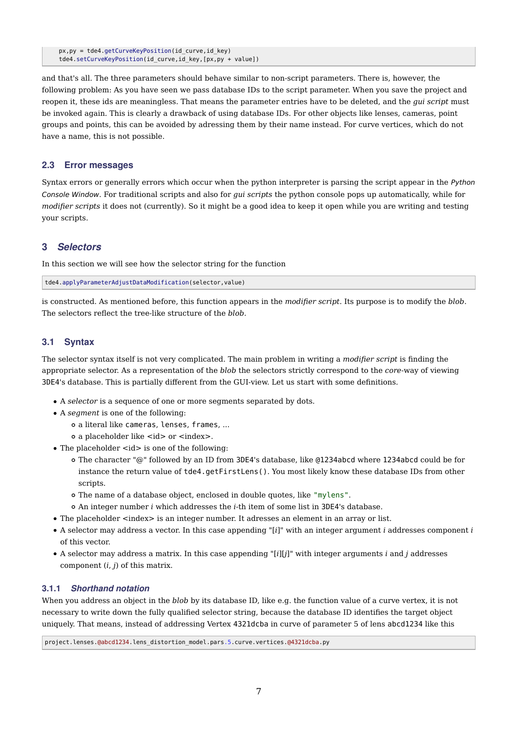```
    px,py = tde4.getCurveKeyPosition(id_curve,id_key)
    tde4.setCurveKeyPosition(id_curve,id_key,[px,py + value])
```

and that's all. The three parameters should behave similar to non-script parameters. There is, however, the following problem: As you have seen we pass database IDs to the script parameter. When you save the project and reopen it, these ids are meaningless. That means the parameter entries have to be deleted, and the *gui script* must be invoked again. This is clearly a drawback of using database IDs. For other objects like lenses, cameras, point groups and points, this can be avoided by adressing them by their name instead. For curve vertices, which do not have a name, this is not possible.

## 2.3 Error messages

Syntax errors or generally errors which occur when the python interpreter is parsing the script appear in the *Python Console Window*. For traditional scripts and also for *gui scripts* the python console pops up automatically, while for *modifier scripts* it does not (currently). So it might be a good idea to keep it open while you are writing and testing your scripts.

# 3 *Selectors*

In this section we will see how the selector string for the function

```
tde4.applyParameterAdjustDataModification(selector,value)
```

is constructed. As mentioned before, this function appears in the *modifier script*. Its purpose is to modify the *blob*. The selectors reflect the tree-like structure of the *blob*.

## 3.1 Syntax

The selector syntax itself is not very complicated. The main problem in writing a *modifier script* is finding the appropriate selector. As a representation of the *blob* the selectors strictly correspond to the *core*-way of viewing `3DE4`'s database. This is partially different from the GUI-view. Let us start with some definitions.

- A *selector* is a sequence of one or more segments separated by dots.
- A *segment* is one of the following:
  - a literal like `cameras`, `lenses`, `frames`, ...
  - a placeholder like <id> or <index>.
- The placeholder <id> is one of the following:
  - The character "@" followed by an ID from `3DE4`'s database, like `@1234abcd` where `1234abcd` could be for instance the return value of `tde4.getFirstLens()`. You most likely know these database IDs from other scripts.
  - The name of a database object, enclosed in double quotes, like `"mylens"`.
  - An integer number *i* which addresses the *i*-th item of some list in `3DE4`'s database.
- The placeholder <index> is an integer number. It adresses an element in an array or list.
- A selector may address a vector. In this case appending "[*i*]" with an integer argument *i* addresses component *i* of this vector.
- A selector may address a matrix. In this case appending "[*i*][*j*]" with integer arguments *i* and *j* addresses component $(i, j)$ of this matrix.

### 3.1.1 *Shorthand notation*

When you address an object in the *blob* by its database ID, like e.g. the function value of a curve vertex, it is not necessary to write down the fully qualified selector string, because the database ID identifies the target object uniquely. That means, instead of addressing Vertex `4321dcba` in curve of parameter 5 of lens `abcd1234` like this

```
project.lenses.@abcd1234.lens_distortion_model.pars.5.curve.vertices.@4321dcba.py
```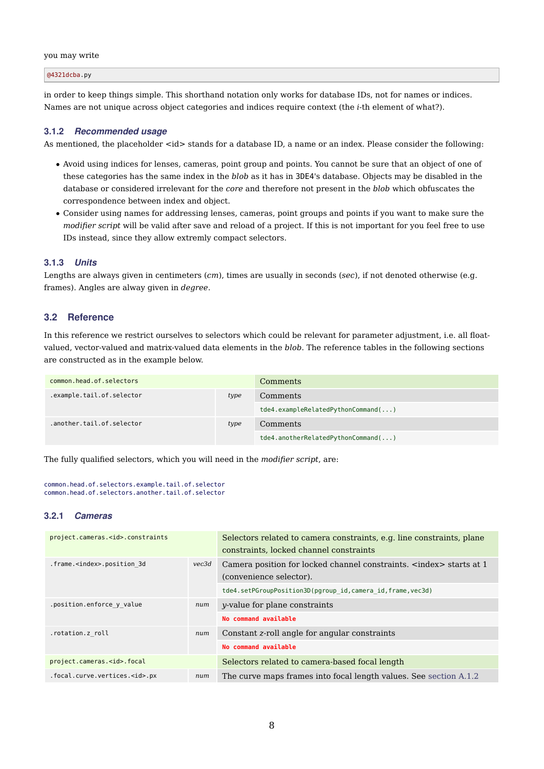you may write

```
@4321dcba.py
```

in order to keep things simple. This shorthand notation only works for database IDs, not for names or indices. Names are not unique across object categories and indices require context (the *i*-th element of what?).

### 3.1.2 *Recommended usage*

As mentioned, the placeholder <id> stands for a database ID, a name or an index. Please consider the following:

- Avoid using indices for lenses, cameras, point group and points. You cannot be sure that an object of one of these categories has the same index in the *blob* as it has in 3DE4's database. Objects may be disabled in the database or considered irrelevant for the *core* and therefore not present in the *blob* which obfuscates the correspondence between index and object.
- Consider using names for addressing lenses, cameras, point groups and points if you want to make sure the *modifier script* will be valid after save and reload of a project. If this is not important for you feel free to use IDs instead, since they allow extremly compact selectors.

### 3.1.3 *Units*

Lengths are always given in centimeters (*cm*), times are usually in seconds (*sec*), if not denoted otherwise (e.g. frames). Angles are alway given in *degree*.

## 3.2 Reference

In this reference we restrict ourselves to selectors which could be relevant for parameter adjustment, i.e. all float-valued, vector-valued and matrix-valued data elements in the *blob*. The reference tables in the following sections are constructed as in the example below.

| `common.head.of.selectors` | | Comments |
|---|---|---|
| `.example.tail.of.selector` | *type* | Comments |
| | | `tde4.exampleRelatedPythonCommand(...)` |
| `.another.tail.of.selector` | *type* | Comments |
| | | `tde4.anotherRelatedPythonCommand(...)` |

The fully qualified selectors, which you will need in the *modifier script*, are:

```
common.head.of.selectors.example.tail.of.selector
common.head.of.selectors.another.tail.of.selector
```

### 3.2.1 *Cameras*

| `project.cameras.<id>.constraints` | | Selectors related to camera constraints, e.g. line constraints, plane constraints, locked channel constraints |
|---|---|---|
| `.frame.<index>.position_3d` | *vec3d* | Camera position for locked channel constraints. <index> starts at 1 (convenience selector). |
| | | `tde4.setPGroupPosition3D(pgroup_id,camera_id,frame,vec3d)` |
| `.position.enforce_y_value` | *num* | *y*-value for plane constraints |
| | | **No command available** |
| `.rotation.z_roll` | *num* | Constant *z*-roll angle for angular constraints |
| | | **No command available** |
| `project.cameras.<id>.focal` | | Selectors related to camera-based focal length |
| `.focal.curve.vertices.<id>.px` | *num* | The curve maps frames into focal length values. See section A.1.2 |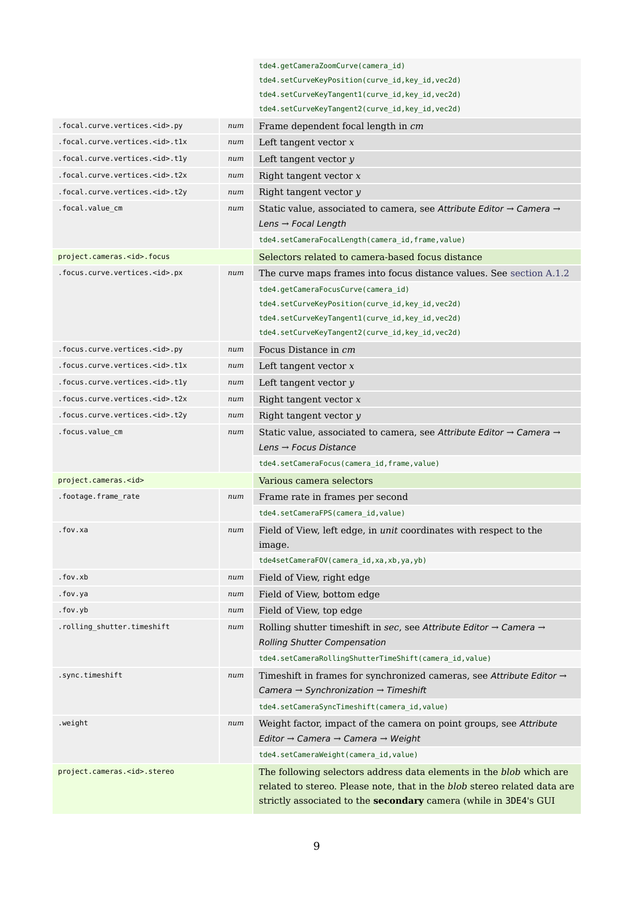| | | |
|---|---|---|
| | | `tde4.getCameraZoomCurve(camera_id)`<br>`tde4.setCurveKeyPosition(curve_id,key_id,vec2d)`<br>`tde4.setCurveKeyTangent1(curve_id,key_id,vec2d)`<br>`tde4.setCurveKeyTangent2(curve_id,key_id,vec2d)` |
| `.focal.curve.vertices.<id>.py` | *num* | Frame dependent focal length in *cm* |
| `.focal.curve.vertices.<id>.t1x` | *num* | Left tangent vector *x* |
| `.focal.curve.vertices.<id>.t1y` | *num* | Left tangent vector *y* |
| `.focal.curve.vertices.<id>.t2x` | *num* | Right tangent vector *x* |
| `.focal.curve.vertices.<id>.t2y` | *num* | Right tangent vector *y* |
| `.focal.value_cm` | *num* | Static value, associated to camera, see *Attribute Editor → Camera → Lens → Focal Length*<br>`tde4.setCameraFocalLength(camera_id,frame,value)` |
| `project.cameras.<id>.focus` | | Selectors related to camera-based focus distance |
| `.focus.curve.vertices.<id>.px` | *num* | The curve maps frames into focus distance values. See section A.1.2<br>`tde4.getCameraFocusCurve(camera_id)`<br>`tde4.setCurveKeyPosition(curve_id,key_id,vec2d)`<br>`tde4.setCurveKeyTangent1(curve_id,key_id,vec2d)`<br>`tde4.setCurveKeyTangent2(curve_id,key_id,vec2d)` |
| `.focus.curve.vertices.<id>.py` | *num* | Focus Distance in *cm* |
| `.focus.curve.vertices.<id>.t1x` | *num* | Left tangent vector *x* |
| `.focus.curve.vertices.<id>.t1y` | *num* | Left tangent vector *y* |
| `.focus.curve.vertices.<id>.t2x` | *num* | Right tangent vector *x* |
| `.focus.curve.vertices.<id>.t2y` | *num* | Right tangent vector *y* |
| `.focus.value_cm` | *num* | Static value, associated to camera, see *Attribute Editor → Camera → Lens → Focus Distance*<br>`tde4.setCameraFocus(camera_id,frame,value)` |
| `project.cameras.<id>` | | Various camera selectors |
| `.footage.frame_rate` | *num* | Frame rate in frames per second<br>`tde4.setCameraFPS(camera_id,value)` |
| `.fov.xa` | *num* | Field of View, left edge, in *unit* coordinates with respect to the image.<br>`tde4setCameraFOV(camera_id,xa,xb,ya,yb)` |
| `.fov.xb` | *num* | Field of View, right edge |
| `.fov.ya` | *num* | Field of View, bottom edge |
| `.fov.yb` | *num* | Field of View, top edge |
| `.rolling_shutter.timeshift` | *num* | Rolling shutter timeshift in *sec*, see *Attribute Editor → Camera → Rolling Shutter Compensation*<br>`tde4.setCameraRollingShutterTimeShift(camera_id,value)` |
| `.sync.timeshift` | *num* | Timeshift in frames for synchronized cameras, see *Attribute Editor → Camera → Synchronization → Timeshift*<br>`tde4.setCameraSyncTimeshift(camera_id,value)` |
| `.weight` | *num* | Weight factor, impact of the camera on point groups, see *Attribute Editor → Camera → Camera → Weight*<br>`tde4.setCameraWeight(camera_id,value)` |
| `project.cameras.<id>.stereo` | | The following selectors address data elements in the *blob* which are related to stereo. Please note, that in the *blob* stereo related data are strictly associated to the **secondary** camera (while in 3DE4's GUI |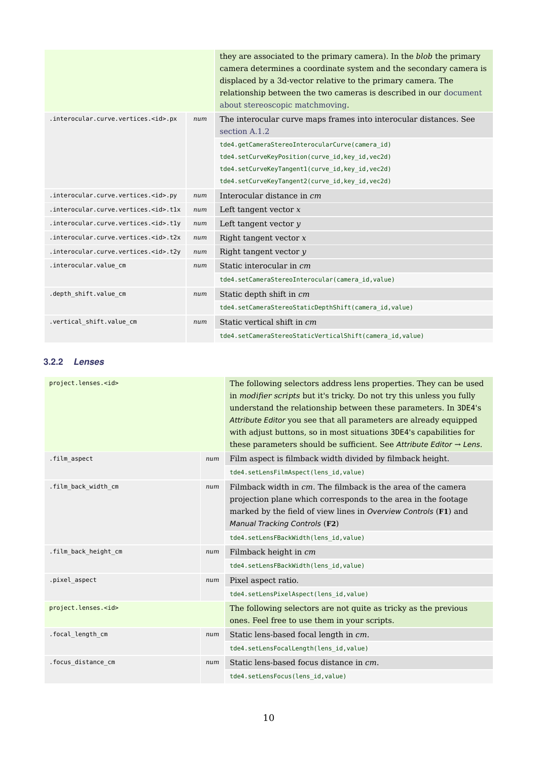| | | |
|---|---|---|
| | | they are associated to the primary camera). In the *blob* the primary camera determines a coordinate system and the secondary camera is displaced by a 3d-vector relative to the primary camera. The relationship between the two cameras is described in our document about stereoscopic matchmoving. |
| `.interocular.curve.vertices.<id>.px` | *num* | The interocular curve maps frames into interocular distances. See section A.1.2<br>`tde4.getCameraStereoInterocularCurve(camera_id)`<br>`tde4.setCurveKeyPosition(curve_id,key_id,vec2d)`<br>`tde4.setCurveKeyTangent1(curve_id,key_id,vec2d)`<br>`tde4.setCurveKeyTangent2(curve_id,key_id,vec2d)` |
| `.interocular.curve.vertices.<id>.py` | *num* | Interocular distance in *cm* |
| `.interocular.curve.vertices.<id>.t1x` | *num* | Left tangent vector *x* |
| `.interocular.curve.vertices.<id>.t1y` | *num* | Left tangent vector *y* |
| `.interocular.curve.vertices.<id>.t2x` | *num* | Right tangent vector *x* |
| `.interocular.curve.vertices.<id>.t2y` | *num* | Right tangent vector *y* |
| `.interocular.value_cm` | *num* | Static interocular in *cm*<br>`tde4.setCameraStereoInterocular(camera_id,value)` |
| `.depth_shift.value_cm` | *num* | Static depth shift in *cm*<br>`tde4.setCameraStereoStaticDepthShift(camera_id,value)` |
| `.vertical_shift.value_cm` | *num* | Static vertical shift in *cm*<br>`tde4.setCameraStereoStaticVerticalShift(camera_id,value)` |

### 3.2.2 *Lenses*

| | | |
|---|---|---|
| `project.lenses.<id>` | | The following selectors address lens properties. They can be used in *modifier scripts* but it's tricky. Do not try this unless you fully understand the relationship between these parameters. In 3DE4's *Attribute Editor* you see that all parameters are already equipped with adjust buttons, so in most situations 3DE4's capabilities for these parameters should be sufficient. See *Attribute Editor* → *Lens*. |
| `.film_aspect` | *num* | Film aspect is filmback width divided by filmback height.<br>`tde4.setLensFilmAspect(lens_id,value)` |
| `.film_back_width_cm` | *num* | Filmback width in *cm*. The filmback is the area of the camera projection plane which corresponds to the area in the footage marked by the field of view lines in *Overview Controls* (**F1**) and *Manual Tracking Controls* (**F2**)<br>`tde4.setLensFBackWidth(lens_id,value)` |
| `.film_back_height_cm` | *num* | Filmback height in *cm*<br>`tde4.setLensFBackWidth(lens_id,value)` |
| `.pixel_aspect` | *num* | Pixel aspect ratio.<br>`tde4.setLensPixelAspect(lens_id,value)` |
| `project.lenses.<id>` | | The following selectors are not quite as tricky as the previous ones. Feel free to use them in your scripts. |
| `.focal_length_cm` | *num* | Static lens-based focal length in *cm*.<br>`tde4.setLensFocalLength(lens_id,value)` |
| `.focus_distance_cm` | *num* | Static lens-based focus distance in *cm*.<br>`tde4.setLensFocus(lens_id,value)` |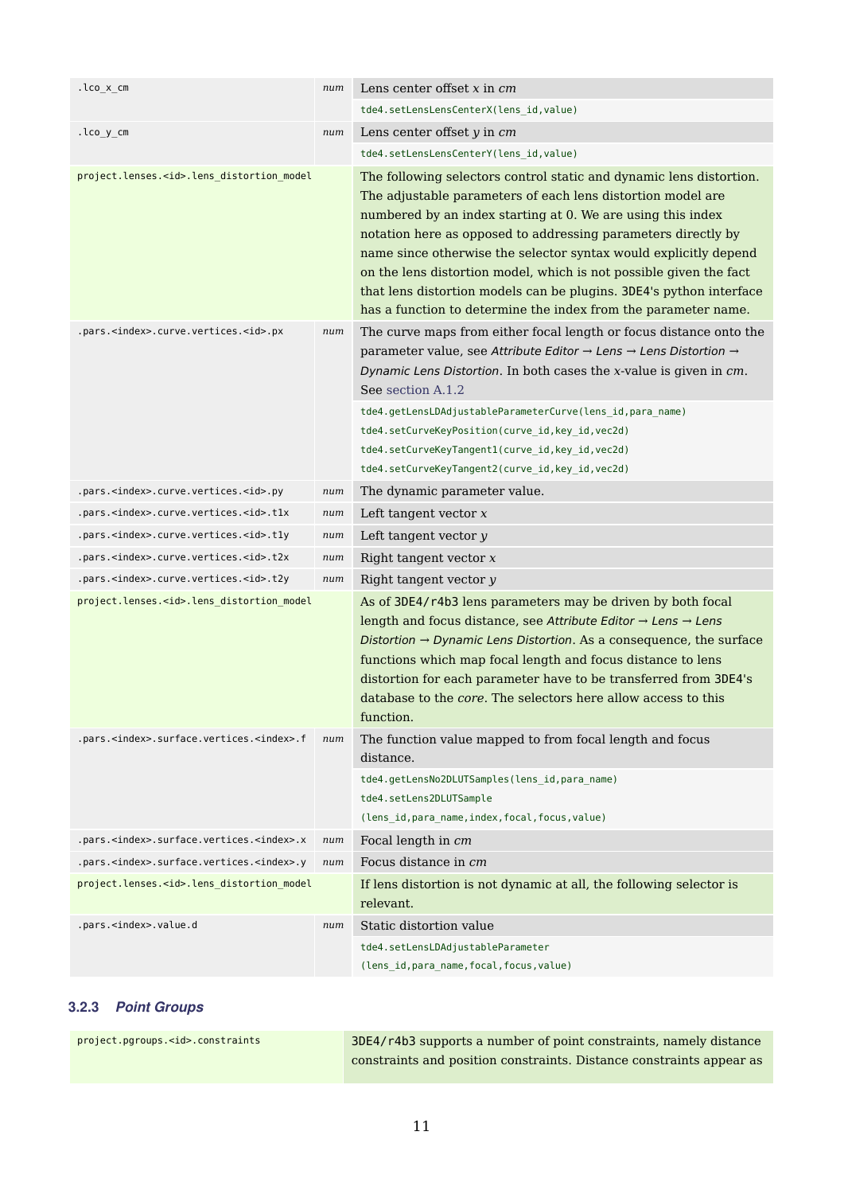| | | |
|---|---|---|
| .lco_x_cm | *num* | Lens center offset *x* in *cm* |
| | | tde4.setLensLensCenterX(lens_id,value) |
| .lco_y_cm | *num* | Lens center offset *y* in *cm* |
| | | tde4.setLensLensCenterY(lens_id,value) |
| project.lenses.<id>.lens_distortion_model | | The following selectors control static and dynamic lens distortion. The adjustable parameters of each lens distortion model are numbered by an index starting at 0. We are using this index notation here as opposed to addressing parameters directly by name since otherwise the selector syntax would explicitly depend on the lens distortion model, which is not possible given the fact that lens distortion models can be plugins. 3DE4's python interface has a function to determine the index from the parameter name. |
| .pars.<index>.curve.vertices.<id>.px | *num* | The curve maps from either focal length or focus distance onto the parameter value, see *Attribute Editor → Lens → Lens Distortion → Dynamic Lens Distortion*. In both cases the *x*-value is given in *cm*. See section A.1.2 |
| | | tde4.getLensLDAdjustableParameterCurve(lens_id,para_name) tde4.setCurveKeyPosition(curve_id,key_id,vec2d) tde4.setCurveKeyTangent1(curve_id,key_id,vec2d) tde4.setCurveKeyTangent2(curve_id,key_id,vec2d) |
| .pars.<index>.curve.vertices.<id>.py | *num* | The dynamic parameter value. |
| .pars.<index>.curve.vertices.<id>.t1x | *num* | Left tangent vector *x* |
| .pars.<index>.curve.vertices.<id>.t1y | *num* | Left tangent vector *y* |
| .pars.<index>.curve.vertices.<id>.t2x | *num* | Right tangent vector *x* |
| .pars.<index>.curve.vertices.<id>.t2y | *num* | Right tangent vector *y* |
| project.lenses.<id>.lens_distortion_model | | As of 3DE4/r4b3 lens parameters may be driven by both focal length and focus distance, see *Attribute Editor → Lens → Lens Distortion → Dynamic Lens Distortion*. As a consequence, the surface functions which map focal length and focus distance to lens distortion for each parameter have to be transferred from 3DE4's database to the *core*. The selectors here allow access to this function. |
| .pars.<index>.surface.vertices.<index>.f | *num* | The function value mapped to from focal length and focus distance. |
| | | tde4.getLensNo2DLUTSamples(lens_id,para_name) tde4.setLens2DLUTSample (lens_id,para_name,index,focal,focus,value) |
| .pars.<index>.surface.vertices.<index>.x | *num* | Focal length in *cm* |
| .pars.<index>.surface.vertices.<index>.y | *num* | Focus distance in *cm* |
| project.lenses.<id>.lens_distortion_model | | If lens distortion is not dynamic at all, the following selector is relevant. |
| .pars.<index>.value.d | *num* | Static distortion value |
| | | tde4.setLensLDAdjustableParameter (lens_id,para_name,focal,focus,value) |

### 3.2.3 *Point Groups*

| | |
|---|---|
| project.pgroups.<id>.constraints | 3DE4/r4b3 supports a number of point constraints, namely distance constraints and position constraints. Distance constraints appear as |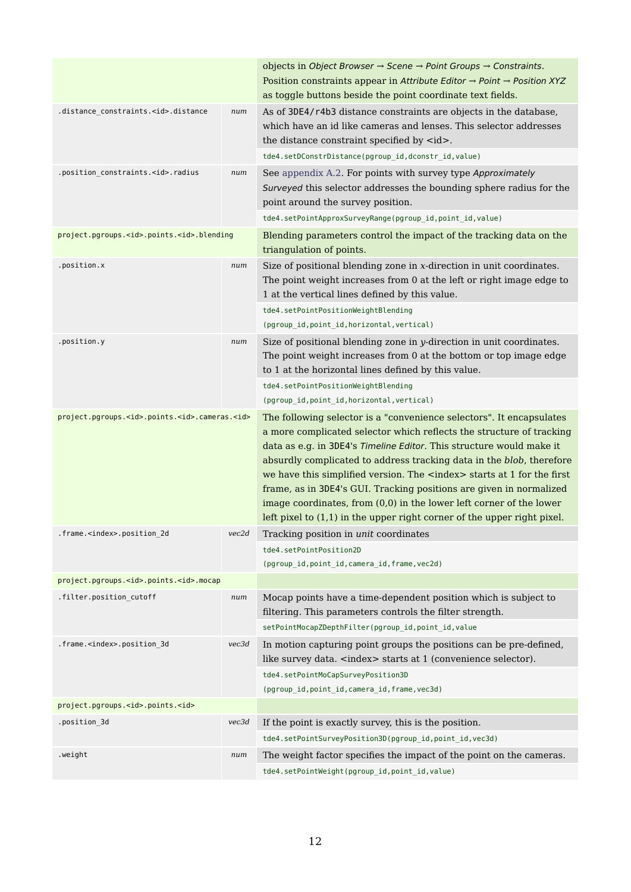| | | |
|---|---|---|
| | | objects in *Object Browser → Scene → Point Groups → Constraints*. Position constraints appear in *Attribute Editor → Point → Position XYZ* as toggle buttons beside the point coordinate text fields. |
| `.distance_constraints.<id>.distance` | *num* | As of 3DE4/r4b3 distance constraints are objects in the database, which have an id like cameras and lenses. This selector addresses the distance constraint specified by <id>. `tde4.setDConstrDistance(pgroup_id,dconstr_id,value)` |
| `.position_constraints.<id>.radius` | *num* | See appendix A.2. For points with survey type *Approximately Surveyed* this selector addresses the bounding sphere radius for the point around the survey position. `tde4.setPointApproxSurveyRange(pgroup_id,point_id,value)` |
| `project.pgroups.<id>.points.<id>.blending` | | Blending parameters control the impact of the tracking data on the triangulation of points. |
| `.position.x` | *num* | Size of positional blending zone in *x*-direction in unit coordinates. The point weight increases from 0 at the left or right image edge to 1 at the vertical lines defined by this value. `tde4.setPointPositionWeightBlending (pgroup_id,point_id,horizontal,vertical)` |
| `.position.y` | *num* | Size of positional blending zone in *y*-direction in unit coordinates. The point weight increases from 0 at the bottom or top image edge to 1 at the horizontal lines defined by this value. `tde4.setPointPositionWeightBlending (pgroup_id,point_id,horizontal,vertical)` |
| `project.pgroups.<id>.points.<id>.cameras.<id>` | | The following selector is a "convenience selectors". It encapsulates a more complicated selector which reflects the structure of tracking data as e.g. in 3DE4's *Timeline Editor*. This structure would make it absurdly complicated to address tracking data in the *blob*, therefore we have this simplified version. The <index> starts at 1 for the first frame, as in 3DE4's GUI. Tracking positions are given in normalized image coordinates, from (0,0) in the lower left corner of the lower left pixel to (1,1) in the upper right corner of the upper right pixel. |
| `.frame.<index>.position_2d` | *vec2d* | Tracking position in *unit* coordinates `tde4.setPointPosition2D (pgroup_id,point_id,camera_id,frame,vec2d)` |
| `project.pgroups.<id>.points.<id>.mocap` | | |
| `.filter.position_cutoff` | *num* | Mocap points have a time-dependent position which is subject to filtering. This parameters controls the filter strength. `setPointMocapZDepthFilter(pgroup_id,point_id,value` |
| `.frame.<index>.position_3d` | *vec3d* | In motion capturing point groups the positions can be pre-defined, like survey data. <index> starts at 1 (convenience selector). `tde4.setPointMoCapSurveyPosition3D (pgroup_id,point_id,camera_id,frame,vec3d)` |
| `project.pgroups.<id>.points.<id>` | | |
| `.position_3d` | *vec3d* | If the point is exactly survey, this is the position. `tde4.setPointSurveyPosition3D(pgroup_id,point_id,vec3d)` |
| `.weight` | *num* | The weight factor specifies the impact of the point on the cameras. `tde4.setPointWeight(pgroup_id,point_id,value)` |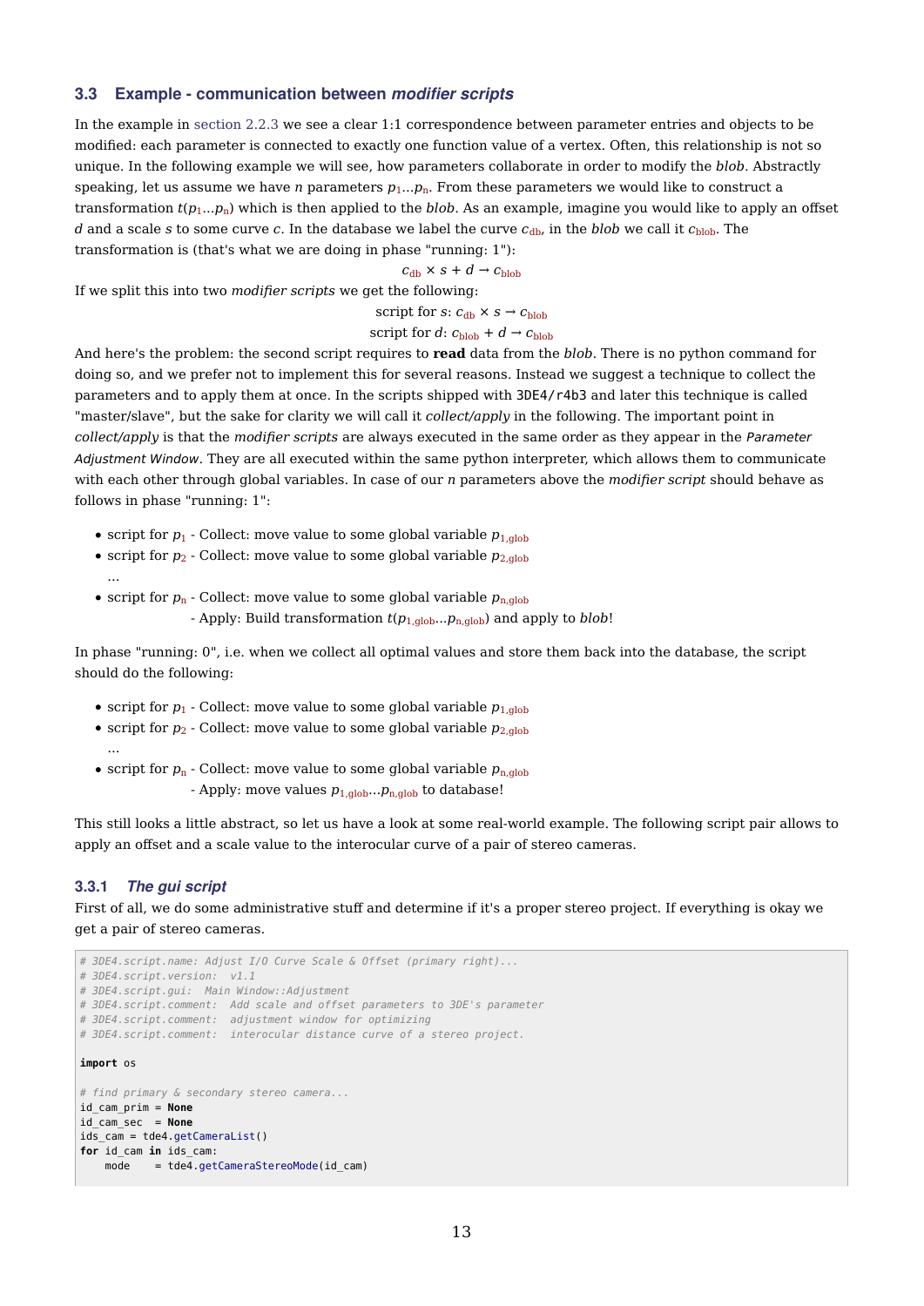### 3.3 Example - communication between *modifier scripts*

In the example in section 2.2.3 we see a clear 1:1 correspondence between parameter entries and objects to be modified: each parameter is connected to exactly one function value of a vertex. Often, this relationship is not so unique. In the following example we will see, how parameters collaborate in order to modify the *blob*. Abstractly speaking, let us assume we have $n$ parameters $p_1...p_n$. From these parameters we would like to construct a transformation $t(p_1...p_n)$ which is then applied to the *blob*. As an example, imagine you would like to apply an offset $d$ and a scale $s$ to some curve $c$. In the database we label the curve $c_{db}$, in the *blob* we call it $c_{blob}$. The transformation is (that's what we are doing in phase "running: 1"):

$$c_{db} \times s + d \rightarrow c_{blob}$$

If we split this into two *modifier scripts* we get the following:

$$\text{script for } s\text{: } c_{db} \times s \rightarrow c_{blob}$$
$$\text{script for } d\text{: } c_{blob} + d \rightarrow c_{blob}$$

And here's the problem: the second script requires to **read** data from the *blob*. There is no python command for doing so, and we prefer not to implement this for several reasons. Instead we suggest a technique to collect the parameters and to apply them at once. In the scripts shipped with 3DE4/r4b3 and later this technique is called "master/slave", but the sake for clarity we will call it *collect/apply* in the following. The important point in *collect/apply* is that the *modifier scripts* are always executed in the same order as they appear in the *Parameter Adjustment Window*. They are all executed within the same python interpreter, which allows them to communicate with each other through global variables. In case of our $n$ parameters above the *modifier script* should behave as follows in phase "running: 1":

- script for $p_1$ - Collect: move value to some global variable $p_{1,glob}$
- script for $p_2$ - Collect: move value to some global variable $p_{2,glob}$

  ...
- script for $p_n$ - Collect: move value to some global variable $p_{n,glob}$
  - Apply: Build transformation $t(p_{1,glob}...p_{n,glob})$ and apply to *blob*!

In phase "running: 0", i.e. when we collect all optimal values and store them back into the database, the script should do the following:

- script for $p_1$ - Collect: move value to some global variable $p_{1,glob}$
- script for $p_2$ - Collect: move value to some global variable $p_{2,glob}$

  ...
- script for $p_n$ - Collect: move value to some global variable $p_{n,glob}$
  - Apply: move values $p_{1,glob}...p_{n,glob}$ to database!

This still looks a little abstract, so let us have a look at some real-world example. The following script pair allows to apply an offset and a scale value to the interocular curve of a pair of stereo cameras.

#### 3.3.1 *The gui script*

First of all, we do some administrative stuff and determine if it's a proper stereo project. If everything is okay we get a pair of stereo cameras.

```
# 3DE4.script.name: Adjust I/O Curve Scale & Offset (primary right)...
# 3DE4.script.version:  v1.1
# 3DE4.script.gui:  Main Window::Adjustment
# 3DE4.script.comment:  Add scale and offset parameters to 3DE's parameter
# 3DE4.script.comment:  adjustment window for optimizing
# 3DE4.script.comment:  interocular distance curve of a stereo project.

import os

# find primary & secondary stereo camera...
id_cam_prim = None
id_cam_sec  = None
ids_cam = tde4.getCameraList()
for id_cam in ids_cam:
    mode    = tde4.getCameraStereoMode(id_cam)
```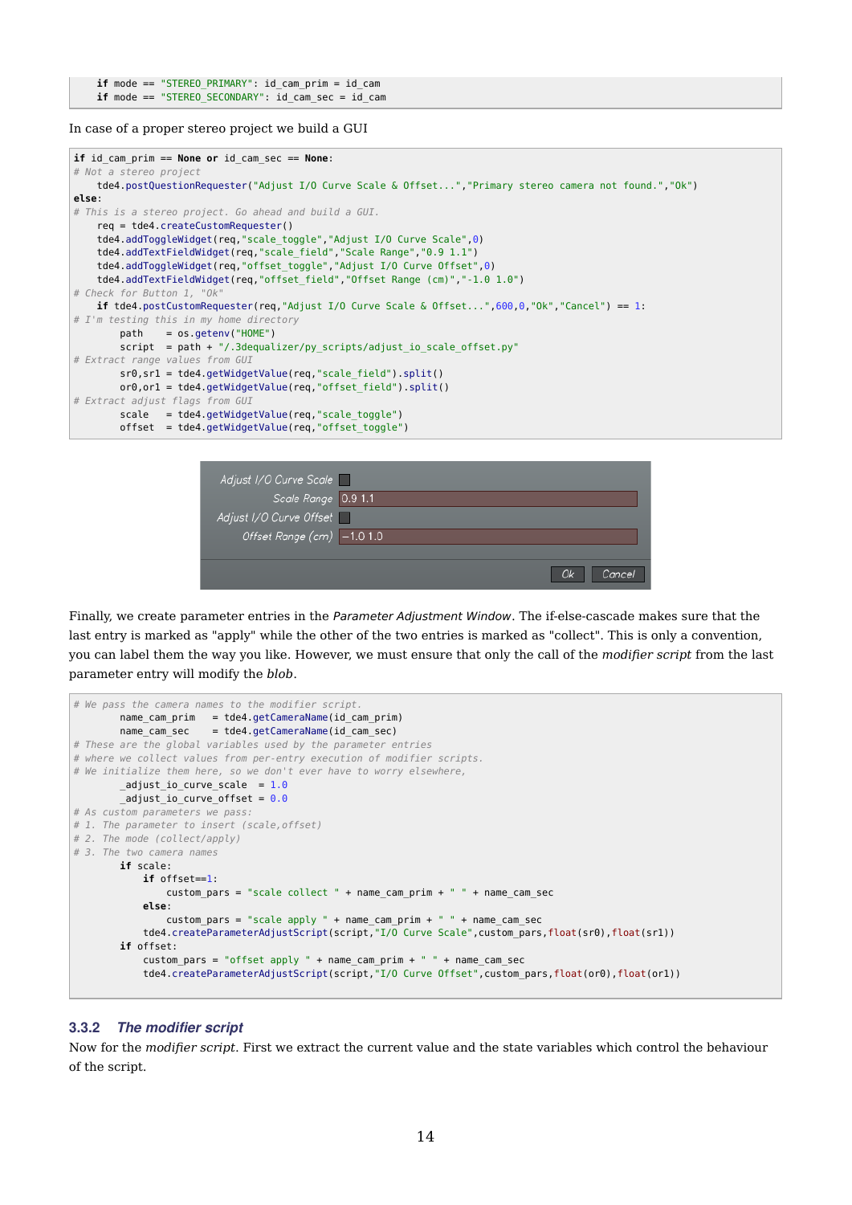```
    if mode == "STEREO_PRIMARY": id_cam_prim = id_cam
    if mode == "STEREO_SECONDARY": id_cam_sec = id_cam
```

In case of a proper stereo project we build a GUI

```
if id_cam_prim == None or id_cam_sec == None:
# Not a stereo project
    tde4.postQuestionRequester("Adjust I/O Curve Scale & Offset...","Primary stereo camera not found.","Ok")
else:
# This is a stereo project. Go ahead and build a GUI.
    req = tde4.createCustomRequester()
    tde4.addToggleWidget(req,"scale_toggle","Adjust I/O Curve Scale",0)
    tde4.addTextFieldWidget(req,"scale_field","Scale Range","0.9 1.1")
    tde4.addToggleWidget(req,"offset_toggle","Adjust I/O Curve Offset",0)
    tde4.addTextFieldWidget(req,"offset_field","Offset Range (cm)","-1.0 1.0")
# Check for Button 1, "Ok"
    if tde4.postCustomRequester(req,"Adjust I/O Curve Scale & Offset...",600,0,"Ok","Cancel") == 1:
# I'm testing this in my home directory
        path    = os.getenv("HOME")
        script  = path + "/.3dequalizer/py_scripts/adjust_io_scale_offset.py"
# Extract range values from GUI
        sr0,sr1 = tde4.getWidgetValue(req,"scale_field").split()
        or0,or1 = tde4.getWidgetValue(req,"offset_field").split()
# Extract adjust flags from GUI
        scale   = tde4.getWidgetValue(req,"scale_toggle")
        offset  = tde4.getWidgetValue(req,"offset_toggle")
```

Finally, we create parameter entries in the *Parameter Adjustment Window*. The if-else-cascade makes sure that the last entry is marked as "apply" while the other of the two entries is marked as "collect". This is only a convention, you can label them the way you like. However, we must ensure that only the call of the *modifier script* from the last parameter entry will modify the *blob*.

```
# We pass the camera names to the modifier script.
        name_cam_prim   = tde4.getCameraName(id_cam_prim)
        name_cam_sec    = tde4.getCameraName(id_cam_sec)
# These are the global variables used by the parameter entries
# where we collect values from per-entry execution of modifier scripts.
# We initialize them here, so we don't ever have to worry elsewhere,
        _adjust_io_curve_scale  = 1.0
        _adjust_io_curve_offset = 0.0
# As custom parameters we pass:
# 1. The parameter to insert (scale,offset)
# 2. The mode (collect/apply)
# 3. The two camera names
        if scale:
            if offset==1:
                custom_pars = "scale collect " + name_cam_prim + " " + name_cam_sec
            else:
                custom_pars = "scale apply " + name_cam_prim + " " + name_cam_sec
            tde4.createParameterAdjustScript(script,"I/O Curve Scale",custom_pars,float(sr0),float(sr1))
        if offset:
            custom_pars = "offset apply " + name_cam_prim + " " + name_cam_sec
            tde4.createParameterAdjustScript(script,"I/O Curve Offset",custom_pars,float(or0),float(or1))
```

### 3.3.2 *The modifier script*

Now for the *modifier script*. First we extract the current value and the state variables which control the behaviour of the script.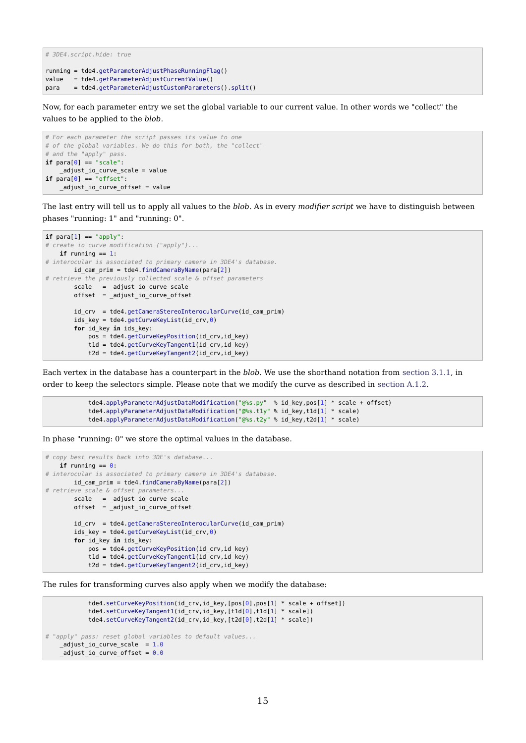```
# 3DE4.script.hide: true

running = tde4.getParameterAdjustPhaseRunningFlag()
value   = tde4.getParameterAdjustCurrentValue()
para    = tde4.getParameterAdjustCustomParameters().split()
```

Now, for each parameter entry we set the global variable to our current value. In other words we "collect" the values to be applied to the *blob*.

```
# For each parameter the script passes its value to one
# of the global variables. We do this for both, the "collect"
# and the "apply" pass.
if para[0] == "scale":
    _adjust_io_curve_scale = value
if para[0] == "offset":
    _adjust_io_curve_offset = value
```

The last entry will tell us to apply all values to the *blob*. As in every *modifier script* we have to distinguish between phases "running: 1" and "running: 0".

```
if para[1] == "apply":
# create io curve modification ("apply")...
    if running == 1:
# interocular is associated to primary camera in 3DE4's database.
        id_cam_prim = tde4.findCameraByName(para[2])
# retrieve the previously collected scale & offset parameters
        scale   = _adjust_io_curve_scale
        offset  = _adjust_io_curve_offset

        id_crv  = tde4.getCameraStereoInterocularCurve(id_cam_prim)
        ids_key = tde4.getCurveKeyList(id_crv,0)
        for id_key in ids_key:
            pos = tde4.getCurveKeyPosition(id_crv,id_key)
            t1d = tde4.getCurveKeyTangent1(id_crv,id_key)
            t2d = tde4.getCurveKeyTangent2(id_crv,id_key)
```

Each vertex in the database has a counterpart in the *blob*. We use the shorthand notation from section 3.1.1, in order to keep the selectors simple. Please note that we modify the curve as described in section A.1.2.

```
            tde4.applyParameterAdjustDataModification("@%s.py"  % id_key,pos[1] * scale + offset)
            tde4.applyParameterAdjustDataModification("@%s.t1y" % id_key,t1d[1] * scale)
            tde4.applyParameterAdjustDataModification("@%s.t2y" % id_key,t2d[1] * scale)
```

In phase "running: 0" we store the optimal values in the database.

```
# copy best results back into 3DE's database...
    if running == 0:
# interocular is associated to primary camera in 3DE4's database.
        id_cam_prim = tde4.findCameraByName(para[2])
# retrieve scale & offset parameters...
        scale   = _adjust_io_curve_scale
        offset  = _adjust_io_curve_offset

        id_crv  = tde4.getCameraStereoInterocularCurve(id_cam_prim)
        ids_key = tde4.getCurveKeyList(id_crv,0)
        for id_key in ids_key:
            pos = tde4.getCurveKeyPosition(id_crv,id_key)
            t1d = tde4.getCurveKeyTangent1(id_crv,id_key)
            t2d = tde4.getCurveKeyTangent2(id_crv,id_key)
```

The rules for transforming curves also apply when we modify the database:

```
            tde4.setCurveKeyPosition(id_crv,id_key,[pos[0],pos[1] * scale + offset])
            tde4.setCurveKeyTangent1(id_crv,id_key,[t1d[0],t1d[1] * scale])
            tde4.setCurveKeyTangent2(id_crv,id_key,[t2d[0],t2d[1] * scale])

# "apply" pass: reset global variables to default values...
    _adjust_io_curve_scale  = 1.0
    _adjust_io_curve_offset = 0.0
```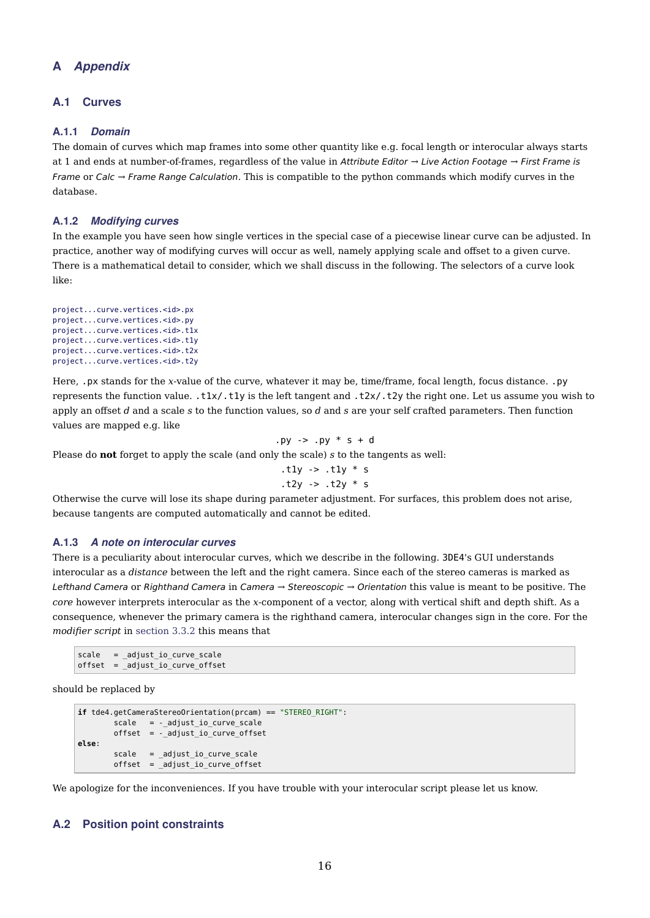# A *Appendix*

## A.1 Curves

### A.1.1 *Domain*

The domain of curves which map frames into some other quantity like e.g. focal length or interocular always starts at 1 and ends at number-of-frames, regardless of the value in *Attribute Editor → Live Action Footage → First Frame is Frame* or *Calc → Frame Range Calculation*. This is compatible to the python commands which modify curves in the database.

### A.1.2 *Modifying curves*

In the example you have seen how single vertices in the special case of a piecewise linear curve can be adjusted. In practice, another way of modifying curves will occur as well, namely applying scale and offset to a given curve. There is a mathematical detail to consider, which we shall discuss in the following. The selectors of a curve look like:

```
project...curve.vertices.<id>.px
project...curve.vertices.<id>.py
project...curve.vertices.<id>.t1x
project...curve.vertices.<id>.t1y
project...curve.vertices.<id>.t2x
project...curve.vertices.<id>.t2y
```

Here, `.px` stands for the x-value of the curve, whatever it may be, time/frame, focal length, focus distance. `.py` represents the function value. `.t1x/.t1y` is the left tangent and `.t2x/.t2y` the right one. Let us assume you wish to apply an offset *d* and a scale *s* to the function values, so *d* and *s* are your self crafted parameters. Then function values are mapped e.g. like

```
.py -> .py * s + d
```

Please do **not** forget to apply the scale (and only the scale) *s* to the tangents as well:

```
.t1y -> .t1y * s
.t2y -> .t2y * s
```

Otherwise the curve will lose its shape during parameter adjustment. For surfaces, this problem does not arise, because tangents are computed automatically and cannot be edited.

### A.1.3 *A note on interocular curves*

There is a peculiarity about interocular curves, which we describe in the following. 3DE4's GUI understands interocular as a *distance* between the left and the right camera. Since each of the stereo cameras is marked as *Lefthand Camera* or *Righthand Camera* in *Camera → Stereoscopic → Orientation* this value is meant to be positive. The *core* however interprets interocular as the x-component of a vector, along with vertical shift and depth shift. As a consequence, whenever the primary camera is the righthand camera, interocular changes sign in the core. For the *modifier script* in section 3.3.2 this means that

```
scale   = _adjust_io_curve_scale
offset  = _adjust_io_curve_offset
```

should be replaced by

```
if tde4.getCameraStereoOrientation(prcam) == "STEREO_RIGHT":
        scale   = -_adjust_io_curve_scale
        offset  = -_adjust_io_curve_offset
else:
        scale   = _adjust_io_curve_scale
        offset  = _adjust_io_curve_offset
```

We apologize for the inconveniences. If you have trouble with your interocular script please let us know.

## A.2 Position point constraints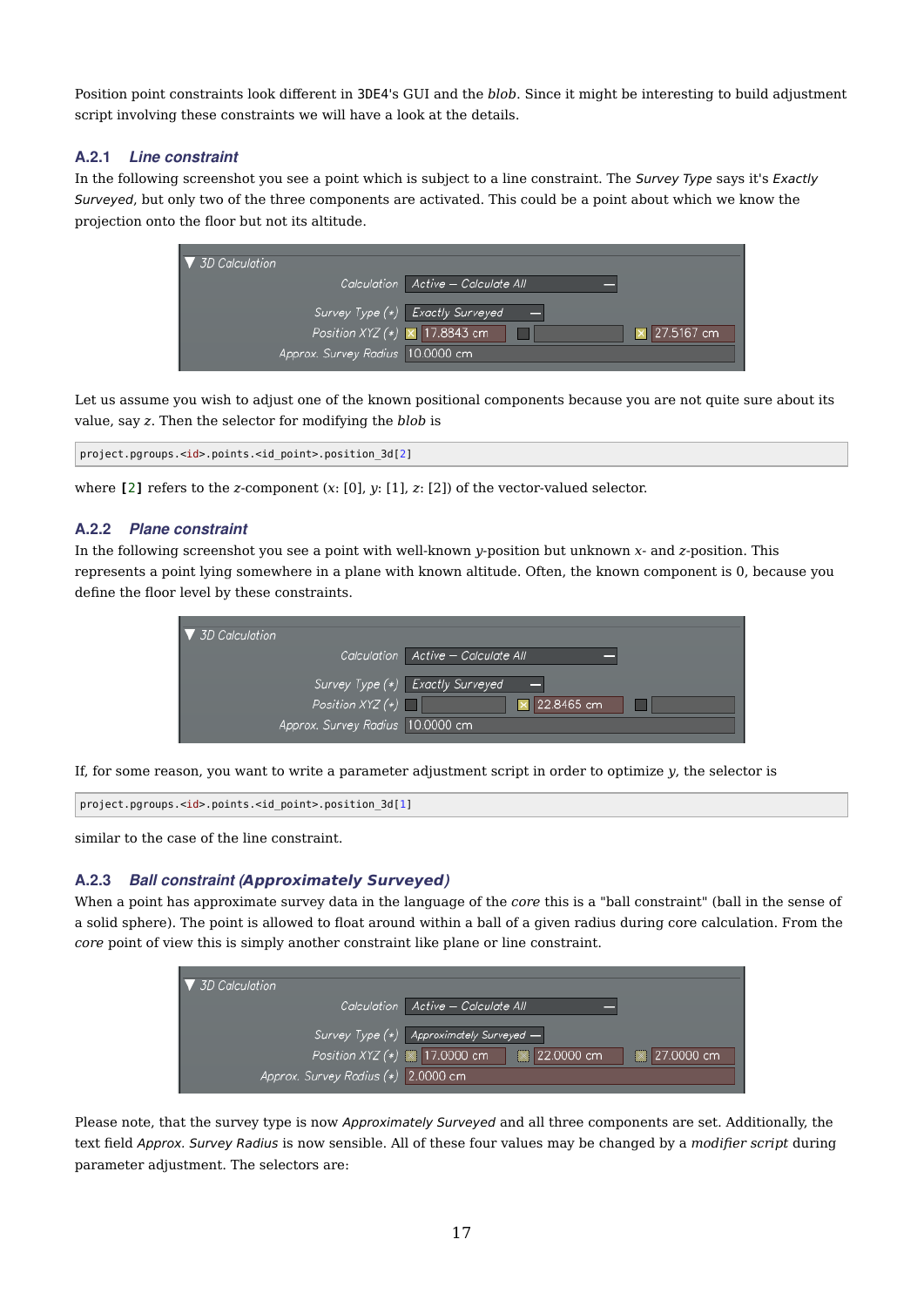Position point constraints look different in 3DE4's GUI and the *blob*. Since it might be interesting to build adjustment script involving these constraints we will have a look at the details.

### A.2.1 *Line constraint*

In the following screenshot you see a point which is subject to a line constraint. The *Survey Type* says it's *Exactly Surveyed*, but only two of the three components are activated. This could be a point about which we know the projection onto the floor but not its altitude.

Let us assume you wish to adjust one of the known positional components because you are not quite sure about its value, say $z$. Then the selector for modifying the *blob* is

```
project.pgroups.<id>.points.<id_point>.position_3d[2]
```

where **[2]** refers to the $z$-component ($x$: [0], $y$: [1], $z$: [2]) of the vector-valued selector.

### A.2.2 *Plane constraint*

In the following screenshot you see a point with well-known $y$-position but unknown $x$- and $z$-position. This represents a point lying somewhere in a plane with known altitude. Often, the known component is 0, because you define the floor level by these constraints.

If, for some reason, you want to write a parameter adjustment script in order to optimize $y$, the selector is

```
project.pgroups.<id>.points.<id_point>.position_3d[1]
```

similar to the case of the line constraint.

### A.2.3 *Ball constraint (Approximately Surveyed)*

When a point has approximate survey data in the language of the *core* this is a "ball constraint" (ball in the sense of a solid sphere). The point is allowed to float around within a ball of a given radius during core calculation. From the *core* point of view this is simply another constraint like plane or line constraint.

Please note, that the survey type is now *Approximately Surveyed* and all three components are set. Additionally, the text field *Approx. Survey Radius* is now sensible. All of these four values may be changed by a *modifier script* during parameter adjustment. The selectors are: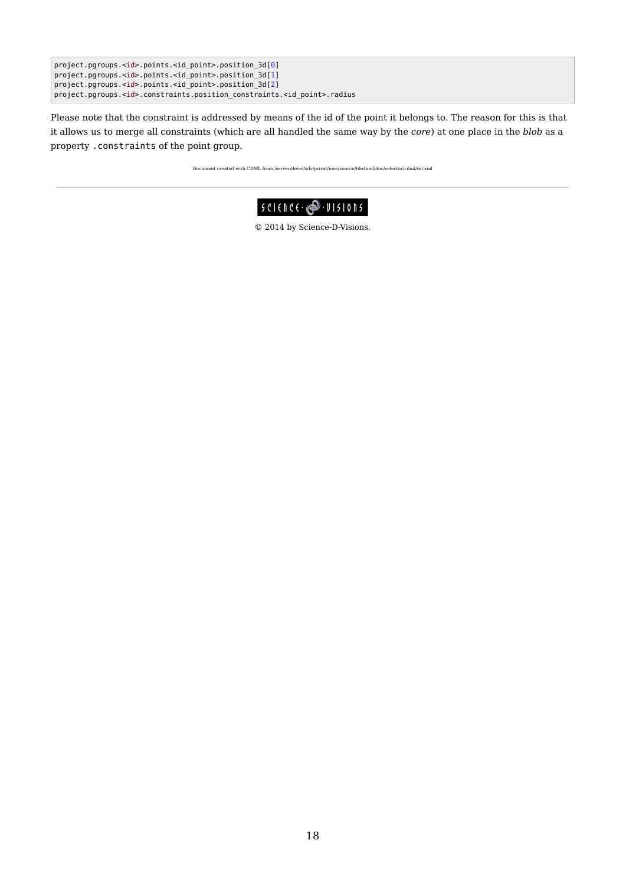```
project.pgroups.<id>.points.<id_point>.position_3d[0]
project.pgroups.<id>.points.<id_point>.position_3d[1]
project.pgroups.<id>.points.<id_point>.position_3d[2]
project.pgroups.<id>.constraints.position_constraints.<id_point>.radius
```

Please note that the constraint is addressed by means of the id of the point it belongs to. The reason for this is that it allows us to merge all constraints (which are all handled the same way by the *core*) at one place in the *blob* as a property `.constraints` of the point group.

Document created with CDML from /server/devel/sdv/privat/uwe/source/tde4xml/doc/selector/cdml/sel.xml

© 2014 by Science-D-Visions.